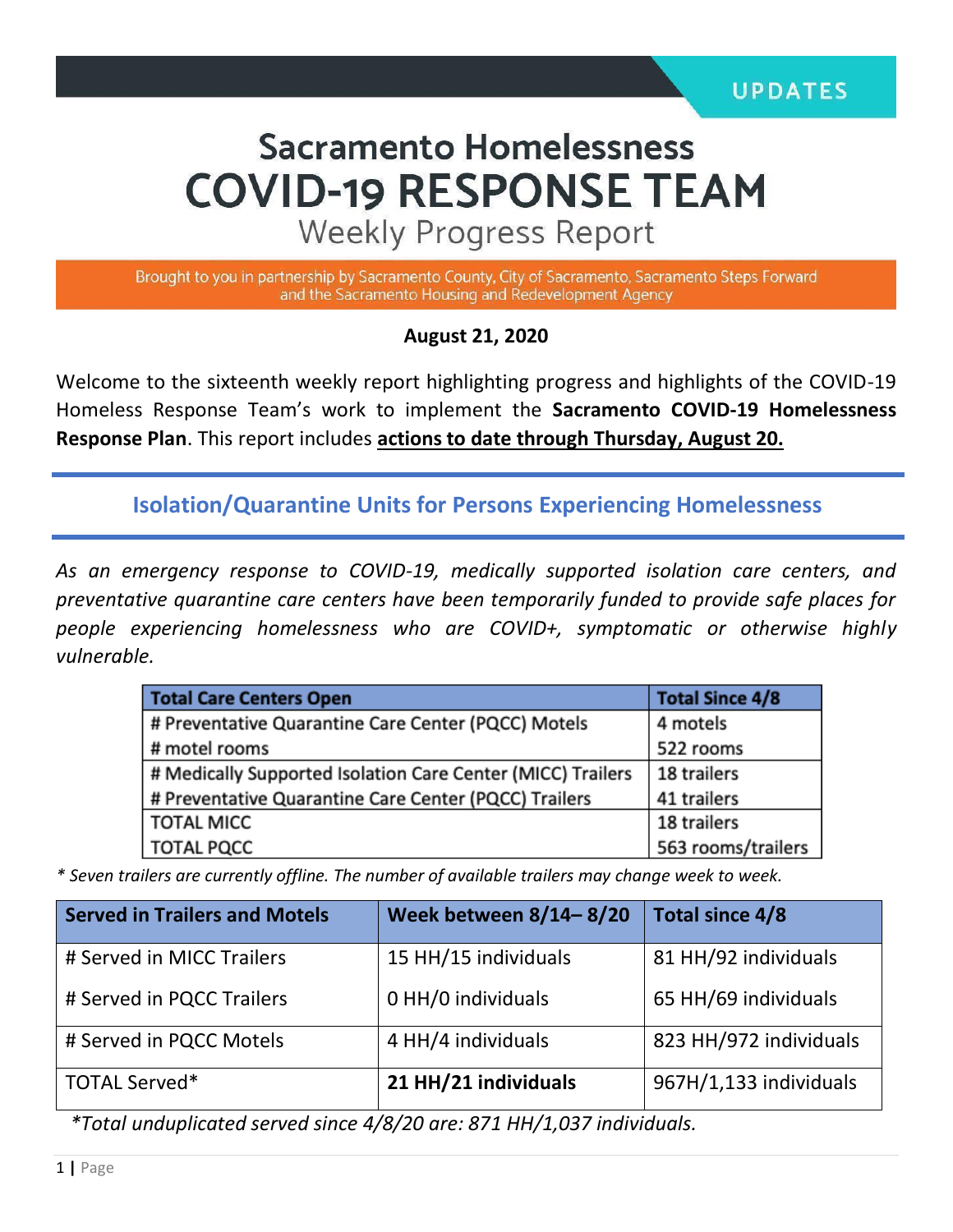UPDATES

# Sacramento Homelessness
# COVID-19 RESPONSE TEAM
## Weekly Progress Report

Brought to you in partnership by Sacramento County, City of Sacramento, Sacramento Steps Forward and the Sacramento Housing and Redevelopment Agency

**August 21, 2020**

Welcome to the sixteenth weekly report highlighting progress and highlights of the COVID-19 Homeless Response Team's work to implement the **Sacramento COVID-19 Homelessness Response Plan**. This report includes **actions to date through Thursday, August 20.**

## Isolation/Quarantine Units for Persons Experiencing Homelessness

*As an emergency response to COVID-19, medically supported isolation care centers, and preventative quarantine care centers have been temporarily funded to provide safe places for people experiencing homelessness who are COVID+, symptomatic or otherwise highly vulnerable.*

| Total Care Centers Open | Total Since 4/8 |
|---|---|
| # Preventative Quarantine Care Center (PQCC) Motels | 4 motels |
| # motel rooms | 522 rooms |
| # Medically Supported Isolation Care Center (MICC) Trailers | 18 trailers |
| # Preventative Quarantine Care Center (PQCC) Trailers | 41 trailers |
| TOTAL MICC | 18 trailers |
| TOTAL PQCC | 563 rooms/trailers |

*\* Seven trailers are currently offline. The number of available trailers may change week to week.*

| Served in Trailers and Motels | Week between 8/14– 8/20 | Total since 4/8 |
|---|---|---|
| # Served in MICC Trailers | 15 HH/15 individuals | 81 HH/92 individuals |
| # Served in PQCC Trailers | 0 HH/0 individuals | 65 HH/69 individuals |
| # Served in PQCC Motels | 4 HH/4 individuals | 823 HH/972 individuals |
| TOTAL Served* | **21 HH/21 individuals** | 967H/1,133 individuals |

*\*Total unduplicated served since 4/8/20 are: 871 HH/1,037 individuals.*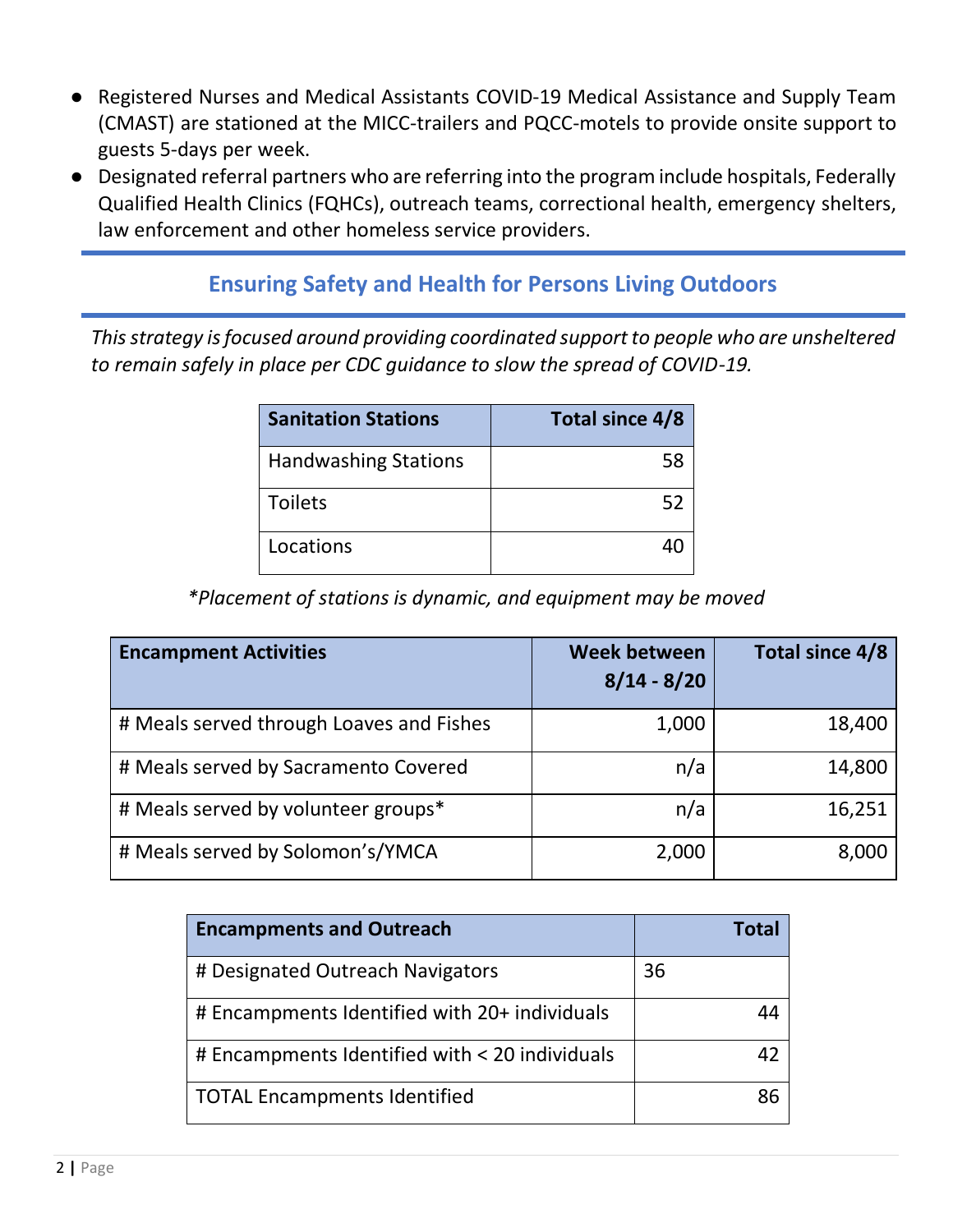- Registered Nurses and Medical Assistants COVID-19 Medical Assistance and Supply Team (CMAST) are stationed at the MICC-trailers and PQCC-motels to provide onsite support to guests 5-days per week.
- Designated referral partners who are referring into the program include hospitals, Federally Qualified Health Clinics (FQHCs), outreach teams, correctional health, emergency shelters, law enforcement and other homeless service providers.

## Ensuring Safety and Health for Persons Living Outdoors

*This strategy is focused around providing coordinated support to people who are unsheltered to remain safely in place per CDC guidance to slow the spread of COVID-19.*

| Sanitation Stations | Total since 4/8 |
|---|---:|
| Handwashing Stations | 58 |
| Toilets | 52 |
| Locations | 40 |

*\*Placement of stations is dynamic, and equipment may be moved*

| Encampment Activities | Week between 8/14 - 8/20 | Total since 4/8 |
|---|---:|---:|
| # Meals served through Loaves and Fishes | 1,000 | 18,400 |
| # Meals served by Sacramento Covered | n/a | 14,800 |
| # Meals served by volunteer groups* | n/a | 16,251 |
| # Meals served by Solomon's/YMCA | 2,000 | 8,000 |

| Encampments and Outreach | Total |
|---|---:|
| # Designated Outreach Navigators | 36 |
| # Encampments Identified with 20+ individuals | 44 |
| # Encampments Identified with < 20 individuals | 42 |
| TOTAL Encampments Identified | 86 |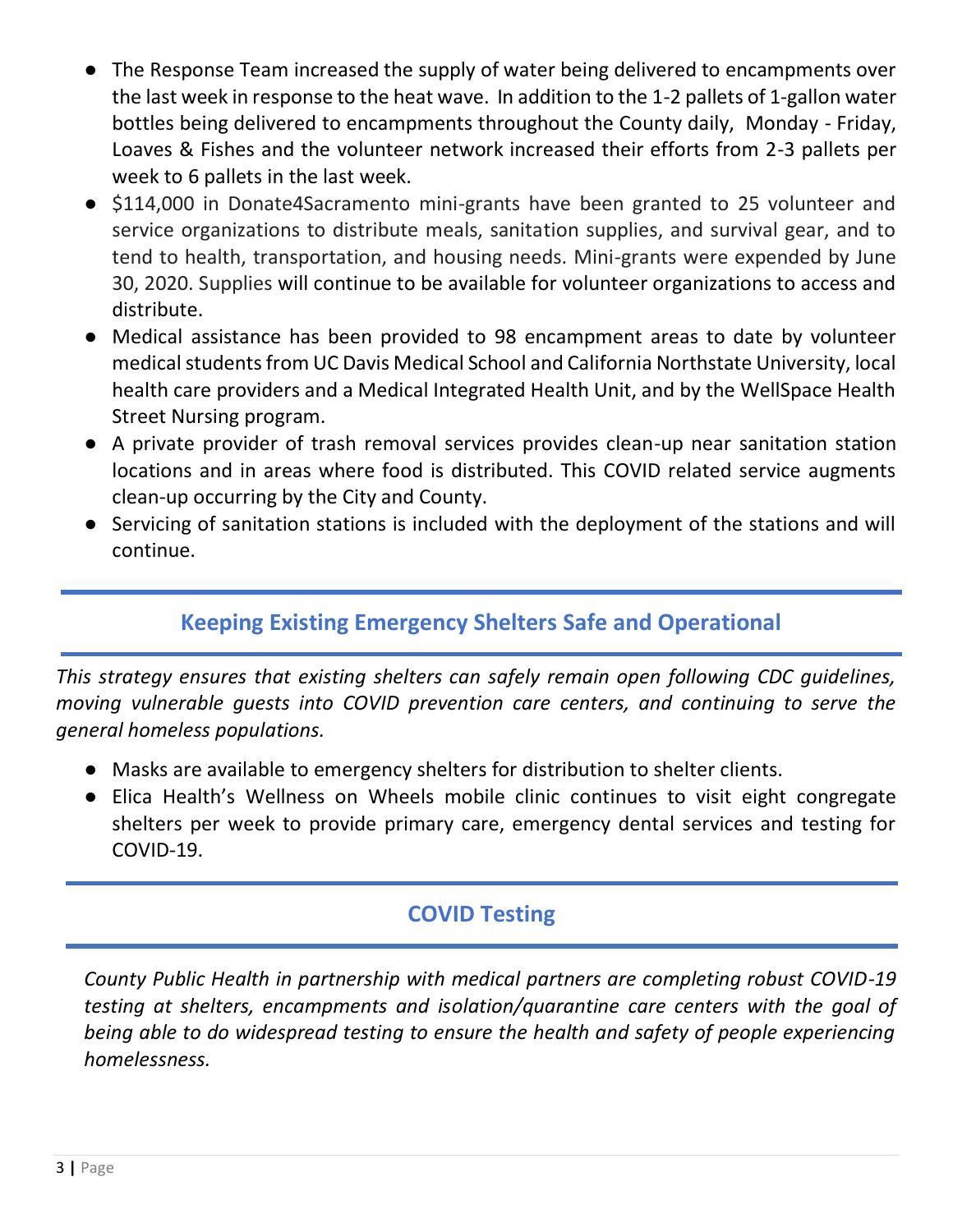- The Response Team increased the supply of water being delivered to encampments over the last week in response to the heat wave. In addition to the 1-2 pallets of 1-gallon water bottles being delivered to encampments throughout the County daily, Monday - Friday, Loaves & Fishes and the volunteer network increased their efforts from 2-3 pallets per week to 6 pallets in the last week.
- $114,000 in Donate4Sacramento mini-grants have been granted to 25 volunteer and service organizations to distribute meals, sanitation supplies, and survival gear, and to tend to health, transportation, and housing needs. Mini-grants were expended by June 30, 2020. Supplies will continue to be available for volunteer organizations to access and distribute.
- Medical assistance has been provided to 98 encampment areas to date by volunteer medical students from UC Davis Medical School and California Northstate University, local health care providers and a Medical Integrated Health Unit, and by the WellSpace Health Street Nursing program.
- A private provider of trash removal services provides clean-up near sanitation station locations and in areas where food is distributed. This COVID related service augments clean-up occurring by the City and County.
- Servicing of sanitation stations is included with the deployment of the stations and will continue.

## Keeping Existing Emergency Shelters Safe and Operational

*This strategy ensures that existing shelters can safely remain open following CDC guidelines, moving vulnerable guests into COVID prevention care centers, and continuing to serve the general homeless populations.*

- Masks are available to emergency shelters for distribution to shelter clients.
- Elica Health's Wellness on Wheels mobile clinic continues to visit eight congregate shelters per week to provide primary care, emergency dental services and testing for COVID-19.

## COVID Testing

*County Public Health in partnership with medical partners are completing robust COVID-19 testing at shelters, encampments and isolation/quarantine care centers with the goal of being able to do widespread testing to ensure the health and safety of people experiencing homelessness.*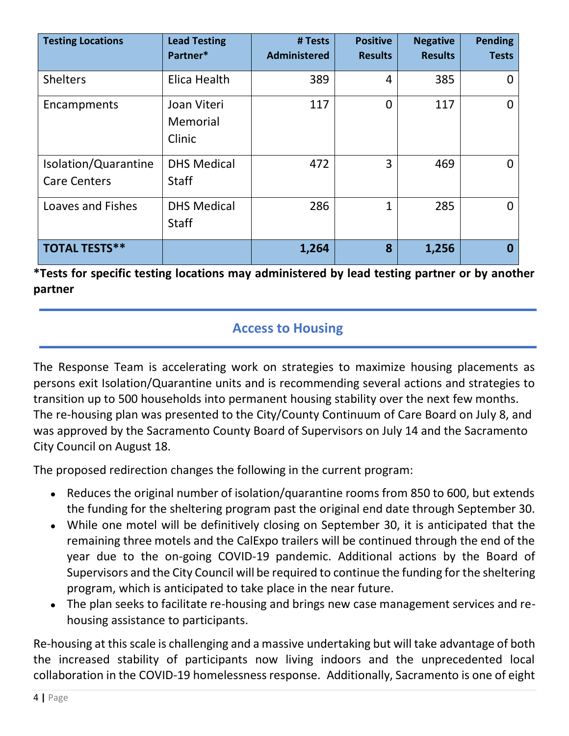| Testing Locations | Lead Testing Partner* | # Tests Administered | Positive Results | Negative Results | Pending Tests |
|---|---|---|---|---|---|
| Shelters | Elica Health | 389 | 4 | 385 | 0 |
| Encampments | Joan Viteri Memorial Clinic | 117 | 0 | 117 | 0 |
| Isolation/Quarantine Care Centers | DHS Medical Staff | 472 | 3 | 469 | 0 |
| Loaves and Fishes | DHS Medical Staff | 286 | 1 | 285 | 0 |
| **TOTAL TESTS**** | | **1,264** | **8** | **1,256** | **0** |

**\*Tests for specific testing locations may administered by lead testing partner or by another partner**

## Access to Housing

The Response Team is accelerating work on strategies to maximize housing placements as persons exit Isolation/Quarantine units and is recommending several actions and strategies to transition up to 500 households into permanent housing stability over the next few months. The re-housing plan was presented to the City/County Continuum of Care Board on July 8, and was approved by the Sacramento County Board of Supervisors on July 14 and the Sacramento City Council on August 18.

The proposed redirection changes the following in the current program:

- Reduces the original number of isolation/quarantine rooms from 850 to 600, but extends the funding for the sheltering program past the original end date through September 30.
- While one motel will be definitively closing on September 30, it is anticipated that the remaining three motels and the CalExpo trailers will be continued through the end of the year due to the on-going COVID-19 pandemic. Additional actions by the Board of Supervisors and the City Council will be required to continue the funding for the sheltering program, which is anticipated to take place in the near future.
- The plan seeks to facilitate re-housing and brings new case management services and re-housing assistance to participants.

Re-housing at this scale is challenging and a massive undertaking but will take advantage of both the increased stability of participants now living indoors and the unprecedented local collaboration in the COVID-19 homelessness response. Additionally, Sacramento is one of eight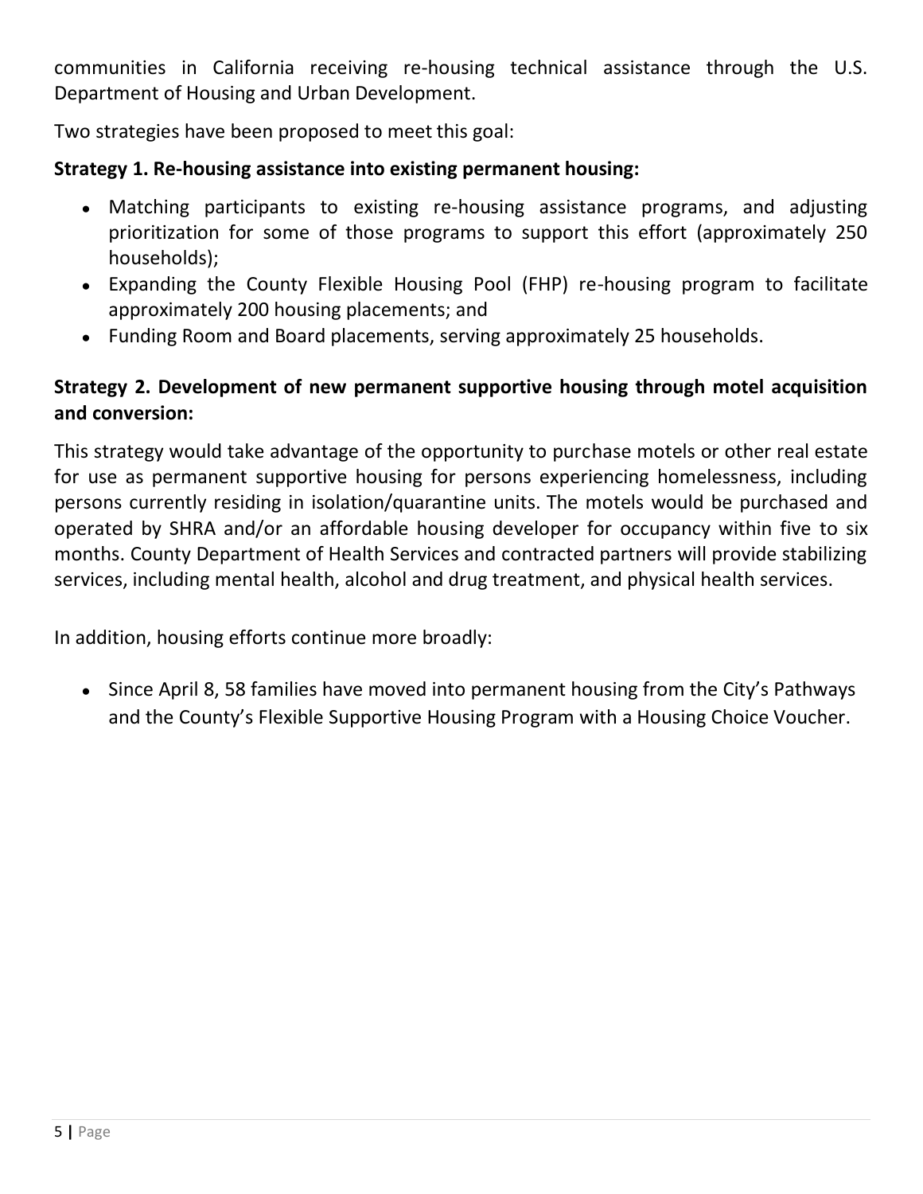communities in California receiving re-housing technical assistance through the U.S. Department of Housing and Urban Development.

Two strategies have been proposed to meet this goal:

**Strategy 1. Re-housing assistance into existing permanent housing:**

- Matching participants to existing re-housing assistance programs, and adjusting prioritization for some of those programs to support this effort (approximately 250 households);
- Expanding the County Flexible Housing Pool (FHP) re-housing program to facilitate approximately 200 housing placements; and
- Funding Room and Board placements, serving approximately 25 households.

**Strategy 2. Development of new permanent supportive housing through motel acquisition and conversion:**

This strategy would take advantage of the opportunity to purchase motels or other real estate for use as permanent supportive housing for persons experiencing homelessness, including persons currently residing in isolation/quarantine units. The motels would be purchased and operated by SHRA and/or an affordable housing developer for occupancy within five to six months. County Department of Health Services and contracted partners will provide stabilizing services, including mental health, alcohol and drug treatment, and physical health services.

In addition, housing efforts continue more broadly:

- Since April 8, 58 families have moved into permanent housing from the City's Pathways and the County's Flexible Supportive Housing Program with a Housing Choice Voucher.